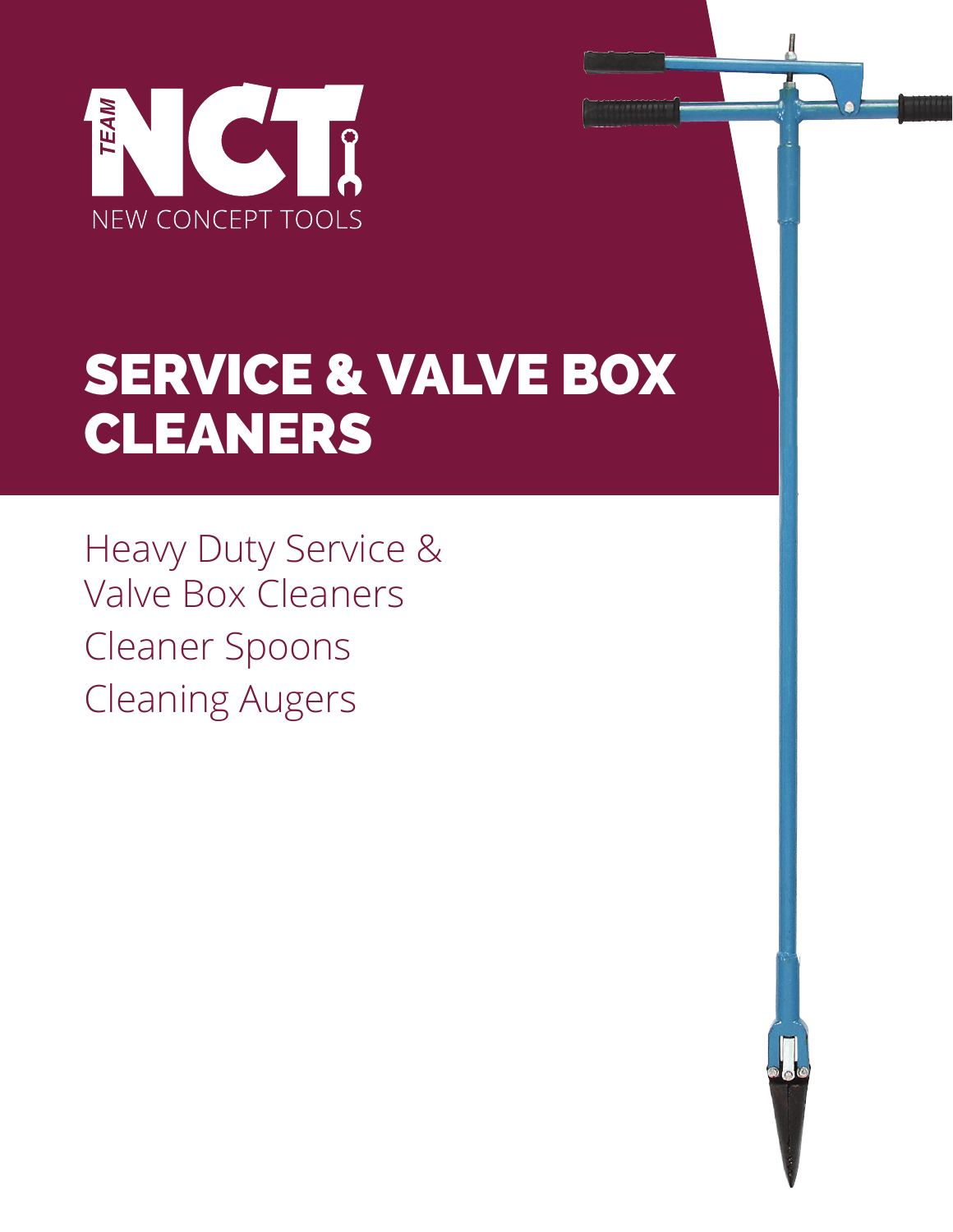TEAM NCT

NEW CONCEPT TOOLS

# SERVICE & VALVE BOX CLEANERS

Heavy Duty Service & Valve Box Cleaners

Cleaner Spoons

Cleaning Augers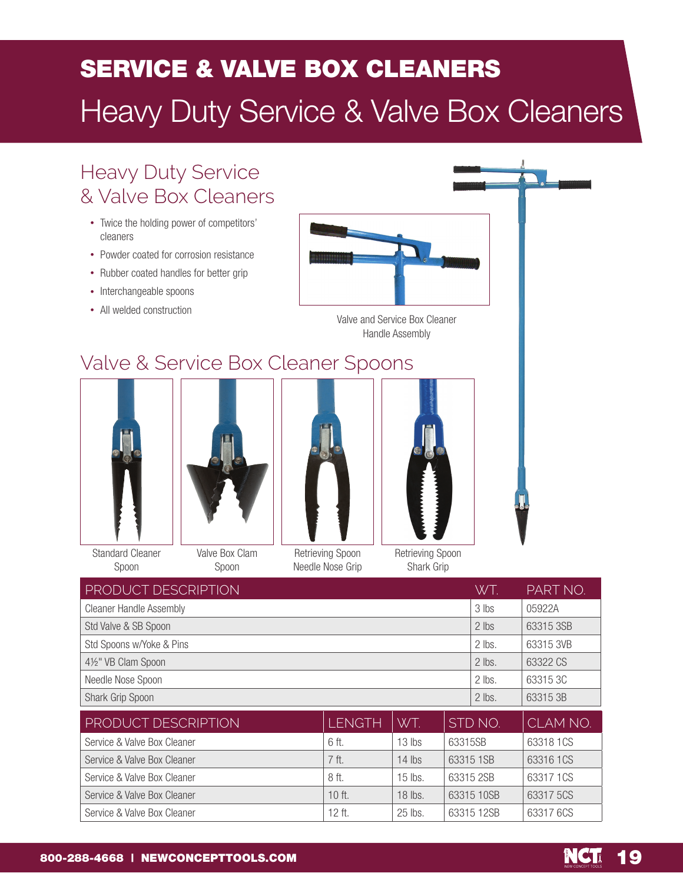# SERVICE & VALVE BOX CLEANERS

## Heavy Duty Service & Valve Box Cleaners

### Heavy Duty Service & Valve Box Cleaners

- Twice the holding power of competitors' cleaners
- Powder coated for corrosion resistance
- Rubber coated handles for better grip
- Interchangeable spoons
- All welded construction

Valve and Service Box Cleaner Handle Assembly

### Valve & Service Box Cleaner Spoons

Standard Cleaner Spoon

Valve Box Clam Spoon

Retrieving Spoon Needle Nose Grip

Retrieving Spoon Shark Grip

| PRODUCT DESCRIPTION | WT. | PART NO. |
|---|---|---|
| Cleaner Handle Assembly | 3 lbs | 05922A |
| Std Valve & SB Spoon | 2 lbs | 63315 3SB |
| Std Spoons w/Yoke & Pins | 2 lbs. | 63315 3VB |
| 4½" VB Clam Spoon | 2 lbs. | 63322 CS |
| Needle Nose Spoon | 2 lbs. | 63315 3C |
| Shark Grip Spoon | 2 lbs. | 63315 3B |

| PRODUCT DESCRIPTION | LENGTH | WT. | STD NO. | CLAM NO. |
|---|---|---|---|---|
| Service & Valve Box Cleaner | 6 ft. | 13 lbs | 63315SB | 63318 1CS |
| Service & Valve Box Cleaner | 7 ft. | 14 lbs | 63315 1SB | 63316 1CS |
| Service & Valve Box Cleaner | 8 ft. | 15 lbs. | 63315 2SB | 63317 1CS |
| Service & Valve Box Cleaner | 10 ft. | 18 lbs. | 63315 10SB | 63317 5CS |
| Service & Valve Box Cleaner | 12 ft. | 25 lbs. | 63315 12SB | 63317 6CS |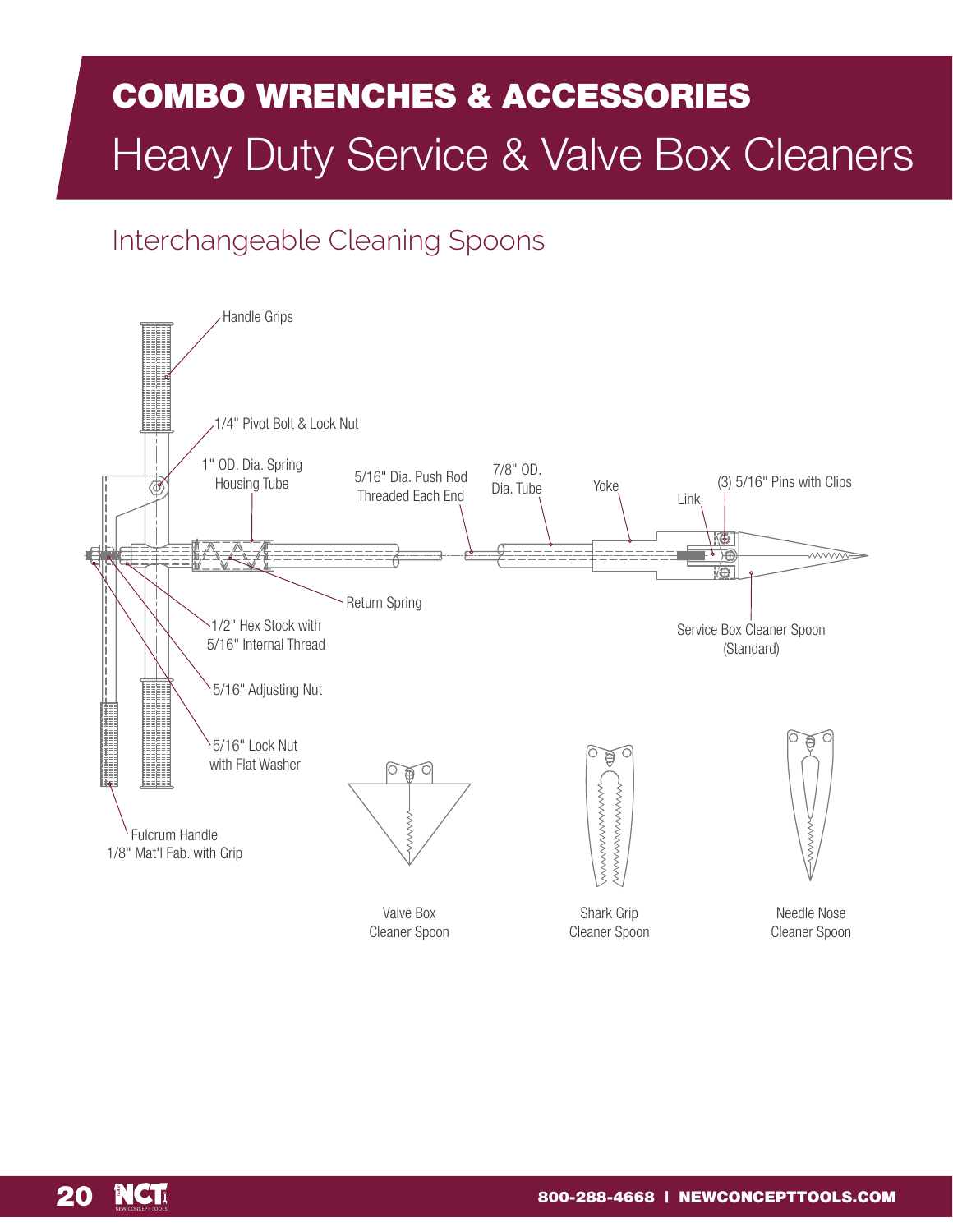# COMBO WRENCHES & ACCESSORIES

# Heavy Duty Service & Valve Box Cleaners

## Interchangeable Cleaning Spoons

Handle Grips

1/4" Pivot Bolt & Lock Nut

1" OD. Dia. Spring Housing Tube

5/16" Dia. Push Rod Threaded Each End

7/8" OD. Dia. Tube

Yoke

Link

(3) 5/16" Pins with Clips

Return Spring

1/2" Hex Stock with 5/16" Internal Thread

5/16" Adjusting Nut

5/16" Lock Nut with Flat Washer

Fulcrum Handle 1/8" Mat'l Fab. with Grip

Service Box Cleaner Spoon (Standard)

Valve Box Cleaner Spoon

Shark Grip Cleaner Spoon

Needle Nose Cleaner Spoon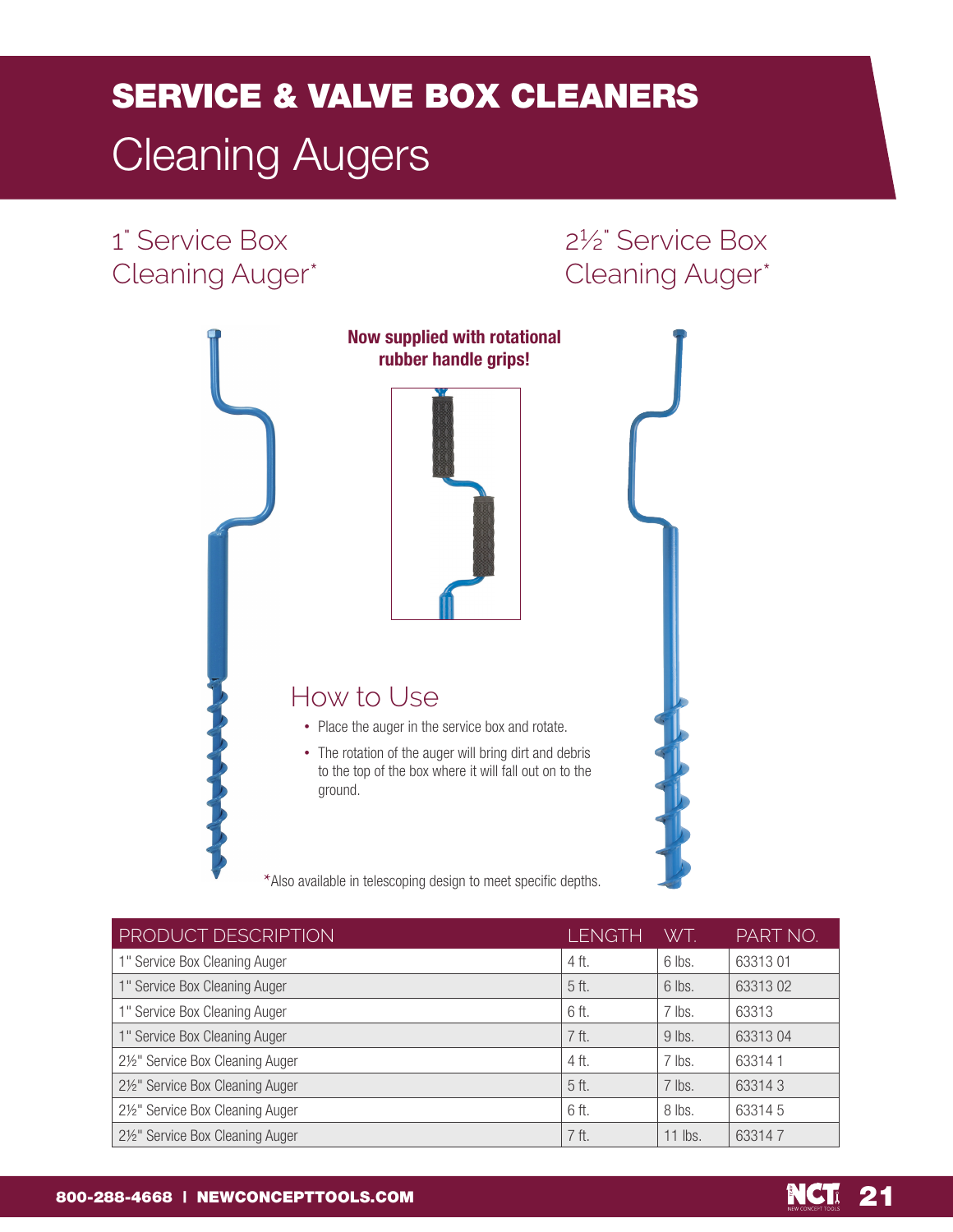# SERVICE & VALVE BOX CLEANERS

## Cleaning Augers

### 1" Service Box Cleaning Auger*

### 2½" Service Box Cleaning Auger*

**Now supplied with rotational rubber handle grips!**

### How to Use

- Place the auger in the service box and rotate.
- The rotation of the auger will bring dirt and debris to the top of the box where it will fall out on to the ground.

*Also available in telescoping design to meet specific depths.

| PRODUCT DESCRIPTION | LENGTH | WT. | PART NO. |
|---|---|---|---|
| 1" Service Box Cleaning Auger | 4 ft. | 6 lbs. | 63313 01 |
| 1" Service Box Cleaning Auger | 5 ft. | 6 lbs. | 63313 02 |
| 1" Service Box Cleaning Auger | 6 ft. | 7 lbs. | 63313 |
| 1" Service Box Cleaning Auger | 7 ft. | 9 lbs. | 63313 04 |
| 2½" Service Box Cleaning Auger | 4 ft. | 7 lbs. | 63314 1 |
| 2½" Service Box Cleaning Auger | 5 ft. | 7 lbs. | 63314 3 |
| 2½" Service Box Cleaning Auger | 6 ft. | 8 lbs. | 63314 5 |
| 2½" Service Box Cleaning Auger | 7 ft. | 11 lbs. | 63314 7 |

800-288-4668 | NEWCONCEPTTOOLS.COM